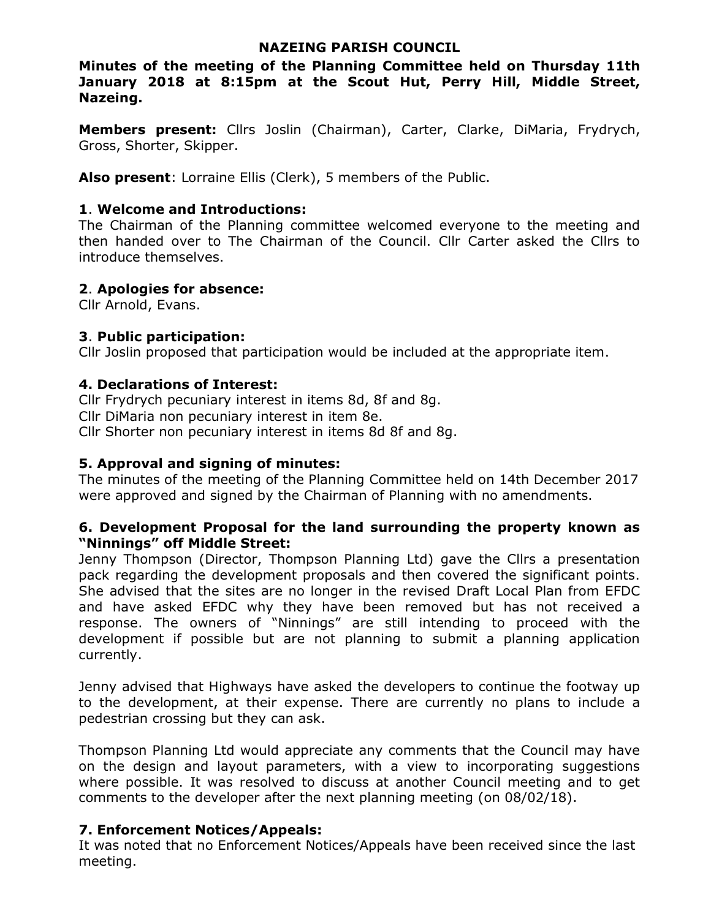# NAZEING PARISH COUNCIL

**Minutes of the meeting of the Planning Committee held on Thursday 11th January 2018 at 8:15pm at the Scout Hut, Perry Hill, Middle Street, Nazeing.**

**Members present:** Cllrs Joslin (Chairman), Carter, Clarke, DiMaria, Frydrych, Gross, Shorter, Skipper.

**Also present**: Lorraine Ellis (Clerk), 5 members of the Public.

## 1. Welcome and Introductions:

The Chairman of the Planning committee welcomed everyone to the meeting and then handed over to The Chairman of the Council. Cllr Carter asked the Cllrs to introduce themselves.

## 2. Apologies for absence:

Cllr Arnold, Evans.

## 3. Public participation:

Cllr Joslin proposed that participation would be included at the appropriate item.

## 4. Declarations of Interest:

Cllr Frydrych pecuniary interest in items 8d, 8f and 8g.
Cllr DiMaria non pecuniary interest in item 8e.
Cllr Shorter non pecuniary interest in items 8d 8f and 8g.

## 5. Approval and signing of minutes:

The minutes of the meeting of the Planning Committee held on 14th December 2017 were approved and signed by the Chairman of Planning with no amendments.

## 6. Development Proposal for the land surrounding the property known as "Ninnings" off Middle Street:

Jenny Thompson (Director, Thompson Planning Ltd) gave the Cllrs a presentation pack regarding the development proposals and then covered the significant points. She advised that the sites are no longer in the revised Draft Local Plan from EFDC and have asked EFDC why they have been removed but has not received a response. The owners of "Ninnings" are still intending to proceed with the development if possible but are not planning to submit a planning application currently.

Jenny advised that Highways have asked the developers to continue the footway up to the development, at their expense. There are currently no plans to include a pedestrian crossing but they can ask.

Thompson Planning Ltd would appreciate any comments that the Council may have on the design and layout parameters, with a view to incorporating suggestions where possible. It was resolved to discuss at another Council meeting and to get comments to the developer after the next planning meeting (on 08/02/18).

## 7. Enforcement Notices/Appeals:

It was noted that no Enforcement Notices/Appeals have been received since the last meeting.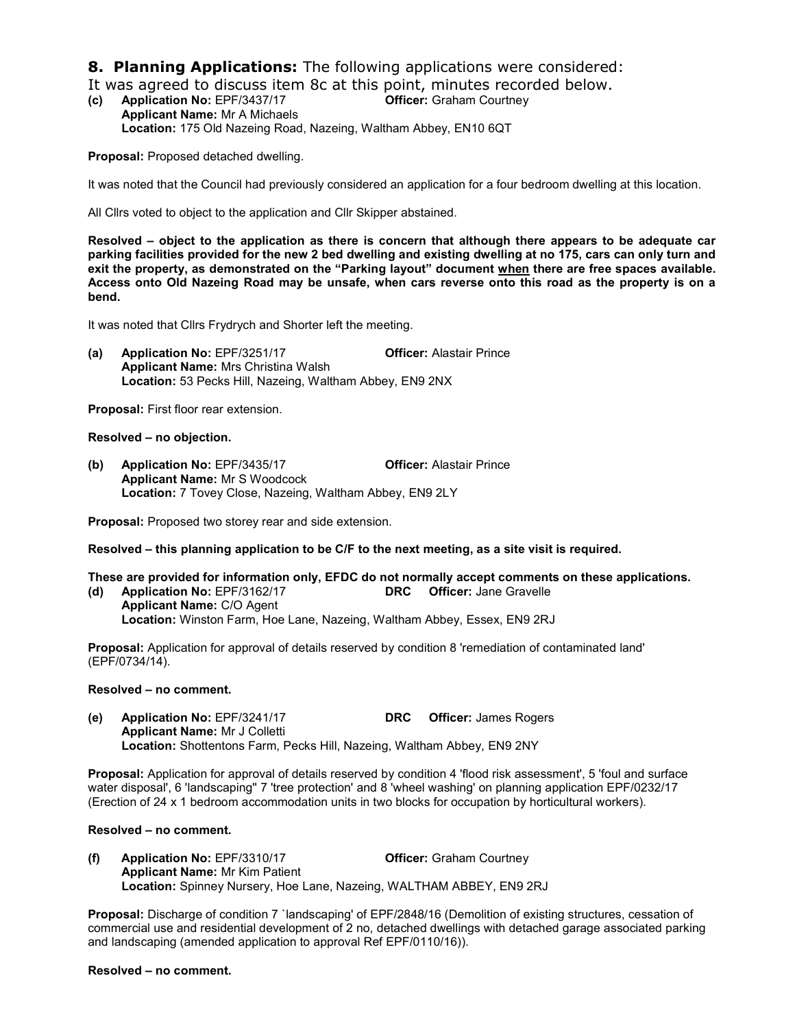## 8. Planning Applications: The following applications were considered:

It was agreed to discuss item 8c at this point, minutes recorded below.

**(c) Application No:** EPF/3437/17 **Officer:** Graham Courtney
**Applicant Name:** Mr A Michaels
**Location:** 175 Old Nazeing Road, Nazeing, Waltham Abbey, EN10 6QT

**Proposal:** Proposed detached dwelling.

It was noted that the Council had previously considered an application for a four bedroom dwelling at this location.

All Cllrs voted to object to the application and Cllr Skipper abstained.

**Resolved – object to the application as there is concern that although there appears to be adequate car parking facilities provided for the new 2 bed dwelling and existing dwelling at no 175, cars can only turn and exit the property, as demonstrated on the "Parking layout" document <u>when</u> there are free spaces available. Access onto Old Nazeing Road may be unsafe, when cars reverse onto this road as the property is on a bend.**

It was noted that Cllrs Frydrych and Shorter left the meeting.

**(a) Application No:** EPF/3251/17 **Officer:** Alastair Prince
**Applicant Name:** Mrs Christina Walsh
**Location:** 53 Pecks Hill, Nazeing, Waltham Abbey, EN9 2NX

**Proposal:** First floor rear extension.

**Resolved – no objection.**

**(b) Application No:** EPF/3435/17 **Officer:** Alastair Prince
**Applicant Name:** Mr S Woodcock
**Location:** 7 Tovey Close, Nazeing, Waltham Abbey, EN9 2LY

**Proposal:** Proposed two storey rear and side extension.

**Resolved – this planning application to be C/F to the next meeting, as a site visit is required.**

**These are provided for information only, EFDC do not normally accept comments on these applications.**

**(d) Application No:** EPF/3162/17 **DRC Officer:** Jane Gravelle
**Applicant Name:** C/O Agent
**Location:** Winston Farm, Hoe Lane, Nazeing, Waltham Abbey, Essex, EN9 2RJ

**Proposal:** Application for approval of details reserved by condition 8 'remediation of contaminated land' (EPF/0734/14).

**Resolved – no comment.**

**(e) Application No:** EPF/3241/17 **DRC Officer:** James Rogers
**Applicant Name:** Mr J Colletti
**Location:** Shottentons Farm, Pecks Hill, Nazeing, Waltham Abbey, EN9 2NY

**Proposal:** Application for approval of details reserved by condition 4 'flood risk assessment', 5 'foul and surface water disposal', 6 'landscaping'' 7 'tree protection' and 8 'wheel washing' on planning application EPF/0232/17 (Erection of 24 x 1 bedroom accommodation units in two blocks for occupation by horticultural workers).

**Resolved – no comment.**

**(f) Application No:** EPF/3310/17 **Officer:** Graham Courtney
**Applicant Name:** Mr Kim Patient
**Location:** Spinney Nursery, Hoe Lane, Nazeing, WALTHAM ABBEY, EN9 2RJ

**Proposal:** Discharge of condition 7 `landscaping' of EPF/2848/16 (Demolition of existing structures, cessation of commercial use and residential development of 2 no, detached dwellings with detached garage associated parking and landscaping (amended application to approval Ref EPF/0110/16)).

**Resolved – no comment.**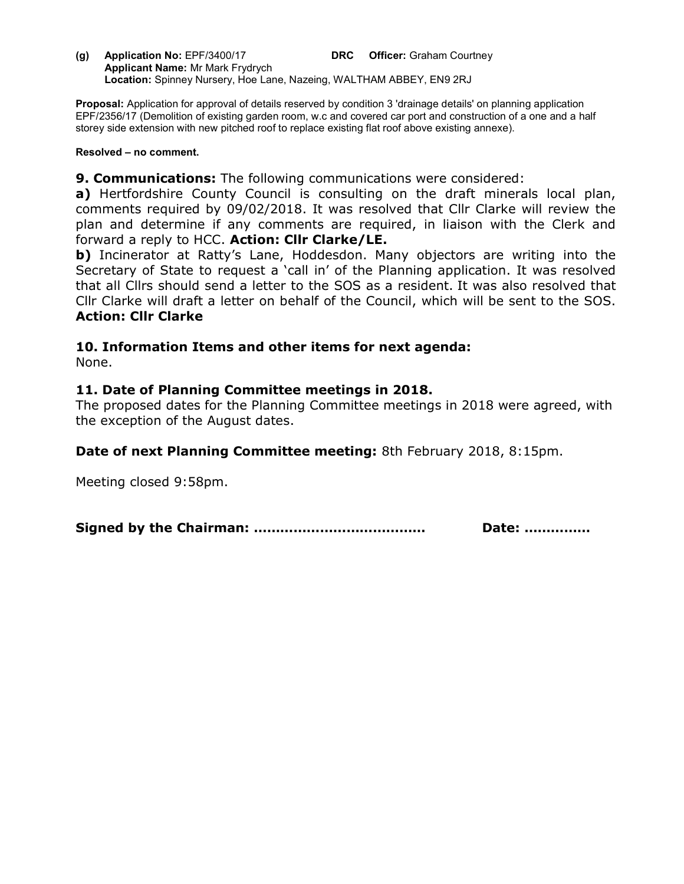**(g) Application No:** EPF/3400/17 **DRC Officer:** Graham Courtney
**Applicant Name:** Mr Mark Frydrych
**Location:** Spinney Nursery, Hoe Lane, Nazeing, WALTHAM ABBEY, EN9 2RJ

**Proposal:** Application for approval of details reserved by condition 3 'drainage details' on planning application EPF/2356/17 (Demolition of existing garden room, w.c and covered car port and construction of a one and a half storey side extension with new pitched roof to replace existing flat roof above existing annexe).

**Resolved – no comment.**

**9. Communications:** The following communications were considered:

**a)** Hertfordshire County Council is consulting on the draft minerals local plan, comments required by 09/02/2018. It was resolved that Cllr Clarke will review the plan and determine if any comments are required, in liaison with the Clerk and forward a reply to HCC. **Action: Cllr Clarke/LE.**

**b)** Incinerator at Ratty's Lane, Hoddesdon. Many objectors are writing into the Secretary of State to request a 'call in' of the Planning application. It was resolved that all Cllrs should send a letter to the SOS as a resident. It was also resolved that Cllr Clarke will draft a letter on behalf of the Council, which will be sent to the SOS. **Action: Cllr Clarke**

**10. Information Items and other items for next agenda:**
None.

**11. Date of Planning Committee meetings in 2018.**
The proposed dates for the Planning Committee meetings in 2018 were agreed, with the exception of the August dates.

**Date of next Planning Committee meeting:** 8th February 2018, 8:15pm.

Meeting closed 9:58pm.

**Signed by the Chairman: ……………………………… Date: …………..**